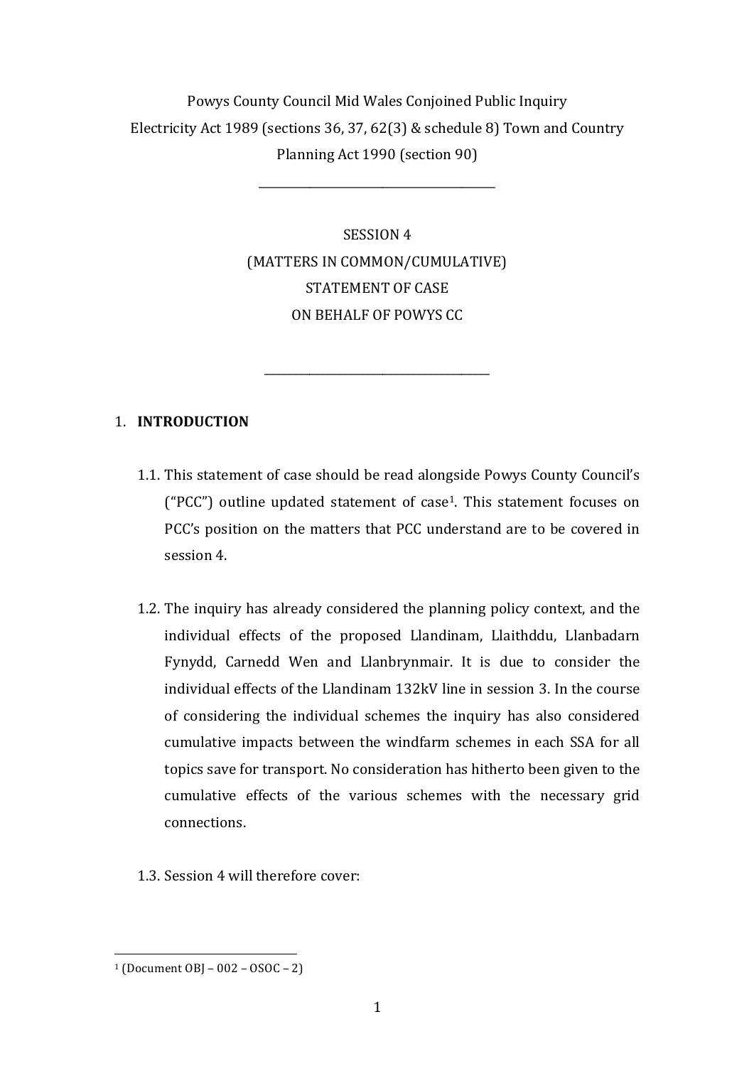Powys County Council Mid Wales Conjoined Public Inquiry
Electricity Act 1989 (sections 36, 37, 62(3) & schedule 8) Town and Country Planning Act 1990 (section 90)

---

SESSION 4
(MATTERS IN COMMON/CUMULATIVE)
STATEMENT OF CASE
ON BEHALF OF POWYS CC

---

## 1. INTRODUCTION

1.1. This statement of case should be read alongside Powys County Council's ("PCC") outline updated statement of case[1]. This statement focuses on PCC's position on the matters that PCC understand are to be covered in session 4.

1.2. The inquiry has already considered the planning policy context, and the individual effects of the proposed Llandinam, Llaithddu, Llanbadarn Fynydd, Carnedd Wen and Llanbrynmair. It is due to consider the individual effects of the Llandinam 132kV line in session 3. In the course of considering the individual schemes the inquiry has also considered cumulative impacts between the windfarm schemes in each SSA for all topics save for transport. No consideration has hitherto been given to the cumulative effects of the various schemes with the necessary grid connections.

1.3. Session 4 will therefore cover:

---

[1] (Document OBJ – 002 – OSOC – 2)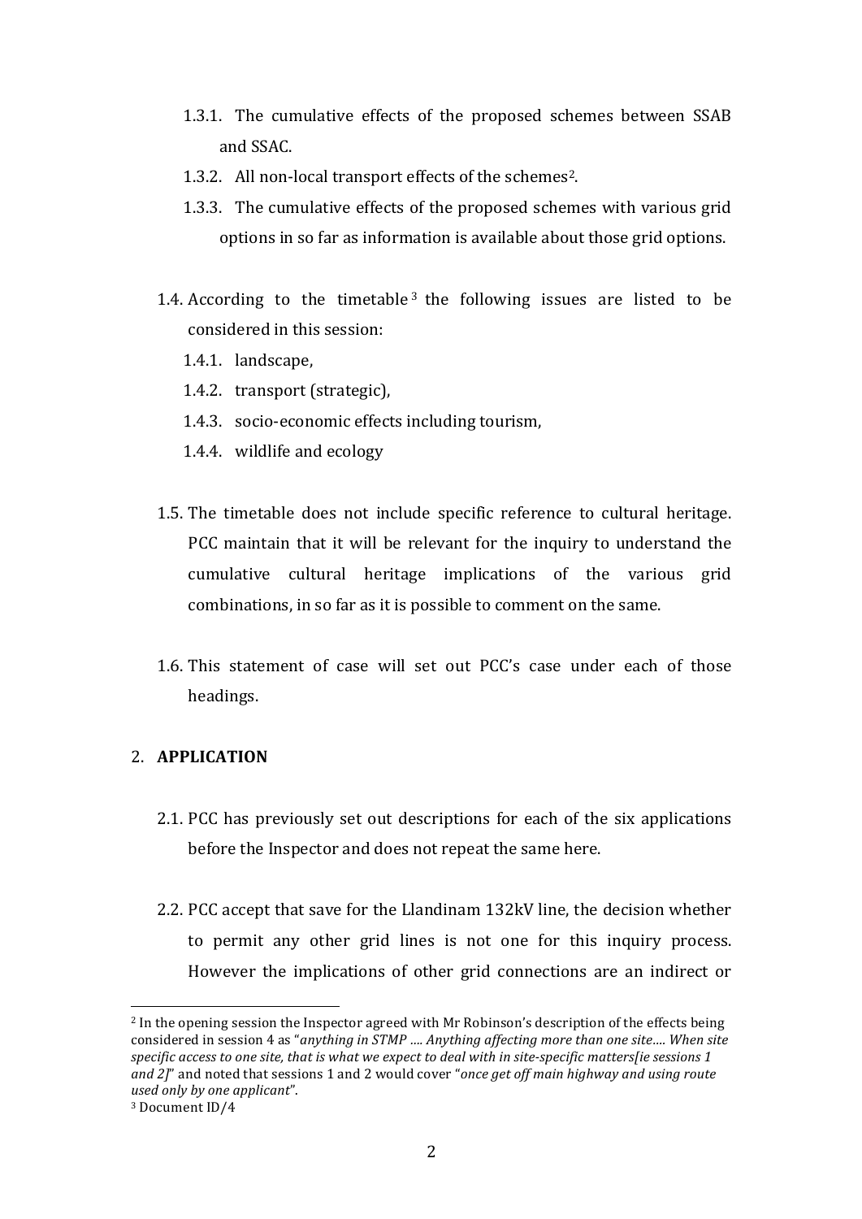1.3.1. The cumulative effects of the proposed schemes between SSAB and SSAC.

1.3.2. All non-local transport effects of the schemes[2].

1.3.3. The cumulative effects of the proposed schemes with various grid options in so far as information is available about those grid options.

1.4. According to the timetable[3] the following issues are listed to be considered in this session:

1.4.1. landscape,

1.4.2. transport (strategic),

1.4.3. socio-economic effects including tourism,

1.4.4. wildlife and ecology

1.5. The timetable does not include specific reference to cultural heritage. PCC maintain that it will be relevant for the inquiry to understand the cumulative cultural heritage implications of the various grid combinations, in so far as it is possible to comment on the same.

1.6. This statement of case will set out PCC's case under each of those headings.

2. **APPLICATION**

2.1. PCC has previously set out descriptions for each of the six applications before the Inspector and does not repeat the same here.

2.2. PCC accept that save for the Llandinam 132kV line, the decision whether to permit any other grid lines is not one for this inquiry process. However the implications of other grid connections are an indirect or

---

[2] In the opening session the Inspector agreed with Mr Robinson's description of the effects being considered in session 4 as "*anything in STMP .... Anything affecting more than one site.... When site specific access to one site, that is what we expect to deal with in site-specific matters[ie sessions 1 and 2]*" and noted that sessions 1 and 2 would cover "*once get off main highway and using route used only by one applicant*".

[3] Document ID/4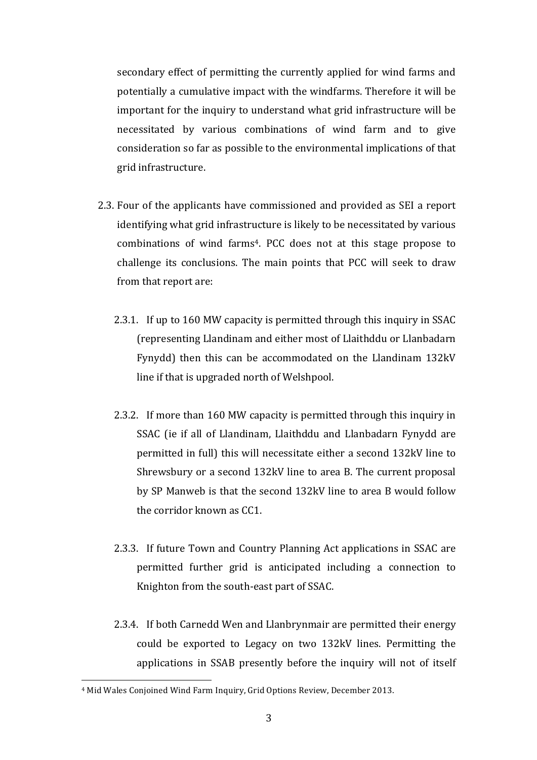secondary effect of permitting the currently applied for wind farms and potentially a cumulative impact with the windfarms. Therefore it will be important for the inquiry to understand what grid infrastructure will be necessitated by various combinations of wind farm and to give consideration so far as possible to the environmental implications of that grid infrastructure.

2.3. Four of the applicants have commissioned and provided as SEI a report identifying what grid infrastructure is likely to be necessitated by various combinations of wind farms[4]. PCC does not at this stage propose to challenge its conclusions. The main points that PCC will seek to draw from that report are:

2.3.1. If up to 160 MW capacity is permitted through this inquiry in SSAC (representing Llandinam and either most of Llaithddu or Llanbadarn Fynydd) then this can be accommodated on the Llandinam 132kV line if that is upgraded north of Welshpool.

2.3.2. If more than 160 MW capacity is permitted through this inquiry in SSAC (ie if all of Llandinam, Llaithddu and Llanbadarn Fynydd are permitted in full) this will necessitate either a second 132kV line to Shrewsbury or a second 132kV line to area B. The current proposal by SP Manweb is that the second 132kV line to area B would follow the corridor known as CC1.

2.3.3. If future Town and Country Planning Act applications in SSAC are permitted further grid is anticipated including a connection to Knighton from the south-east part of SSAC.

2.3.4. If both Carnedd Wen and Llanbrynmair are permitted their energy could be exported to Legacy on two 132kV lines. Permitting the applications in SSAB presently before the inquiry will not of itself

[4] Mid Wales Conjoined Wind Farm Inquiry, Grid Options Review, December 2013.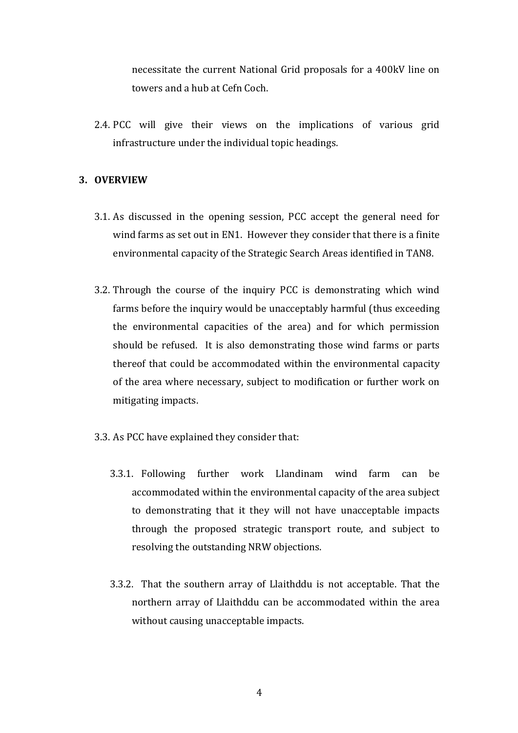necessitate the current National Grid proposals for a 400kV line on towers and a hub at Cefn Coch.

2.4. PCC will give their views on the implications of various grid infrastructure under the individual topic headings.

## 3. OVERVIEW

3.1. As discussed in the opening session, PCC accept the general need for wind farms as set out in EN1. However they consider that there is a finite environmental capacity of the Strategic Search Areas identified in TAN8.

3.2. Through the course of the inquiry PCC is demonstrating which wind farms before the inquiry would be unacceptably harmful (thus exceeding the environmental capacities of the area) and for which permission should be refused. It is also demonstrating those wind farms or parts thereof that could be accommodated within the environmental capacity of the area where necessary, subject to modification or further work on mitigating impacts.

3.3. As PCC have explained they consider that:

3.3.1. Following further work Llandinam wind farm can be accommodated within the environmental capacity of the area subject to demonstrating that it they will not have unacceptable impacts through the proposed strategic transport route, and subject to resolving the outstanding NRW objections.

3.3.2. That the southern array of Llaithddu is not acceptable. That the northern array of Llaithddu can be accommodated within the area without causing unacceptable impacts.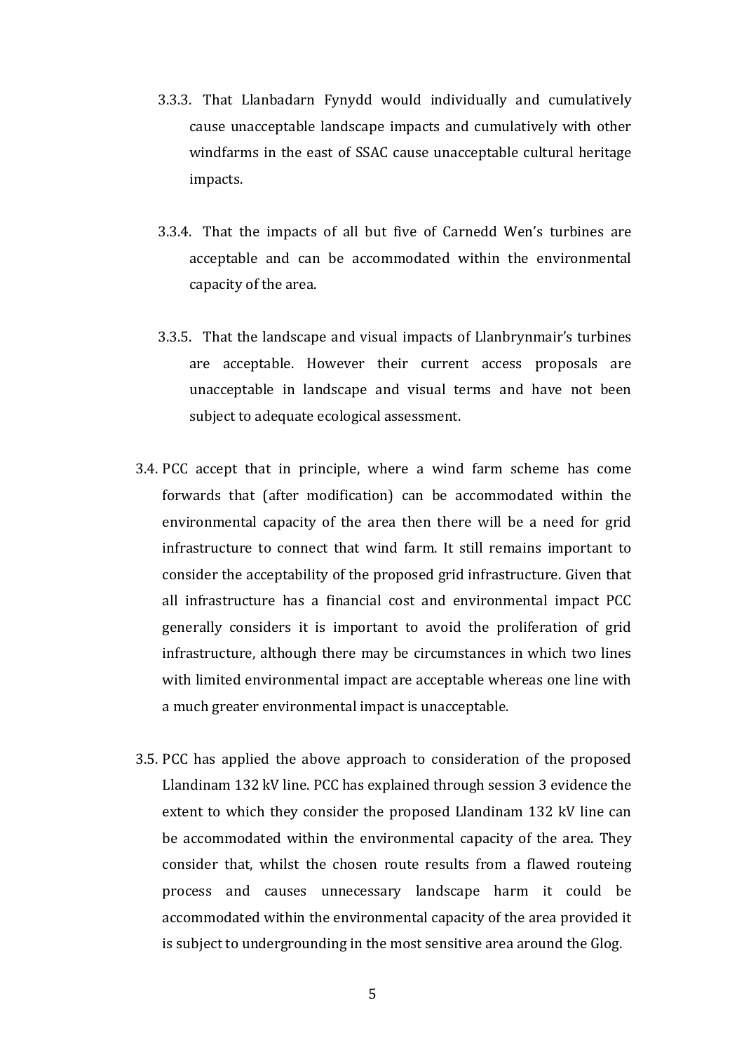3.3.3. That Llanbadarn Fynydd would individually and cumulatively cause unacceptable landscape impacts and cumulatively with other windfarms in the east of SSAC cause unacceptable cultural heritage impacts.

3.3.4. That the impacts of all but five of Carnedd Wen's turbines are acceptable and can be accommodated within the environmental capacity of the area.

3.3.5. That the landscape and visual impacts of Llanbrynmair's turbines are acceptable. However their current access proposals are unacceptable in landscape and visual terms and have not been subject to adequate ecological assessment.

3.4. PCC accept that in principle, where a wind farm scheme has come forwards that (after modification) can be accommodated within the environmental capacity of the area then there will be a need for grid infrastructure to connect that wind farm. It still remains important to consider the acceptability of the proposed grid infrastructure. Given that all infrastructure has a financial cost and environmental impact PCC generally considers it is important to avoid the proliferation of grid infrastructure, although there may be circumstances in which two lines with limited environmental impact are acceptable whereas one line with a much greater environmental impact is unacceptable.

3.5. PCC has applied the above approach to consideration of the proposed Llandinam 132 kV line. PCC has explained through session 3 evidence the extent to which they consider the proposed Llandinam 132 kV line can be accommodated within the environmental capacity of the area. They consider that, whilst the chosen route results from a flawed routeing process and causes unnecessary landscape harm it could be accommodated within the environmental capacity of the area provided it is subject to undergrounding in the most sensitive area around the Glog.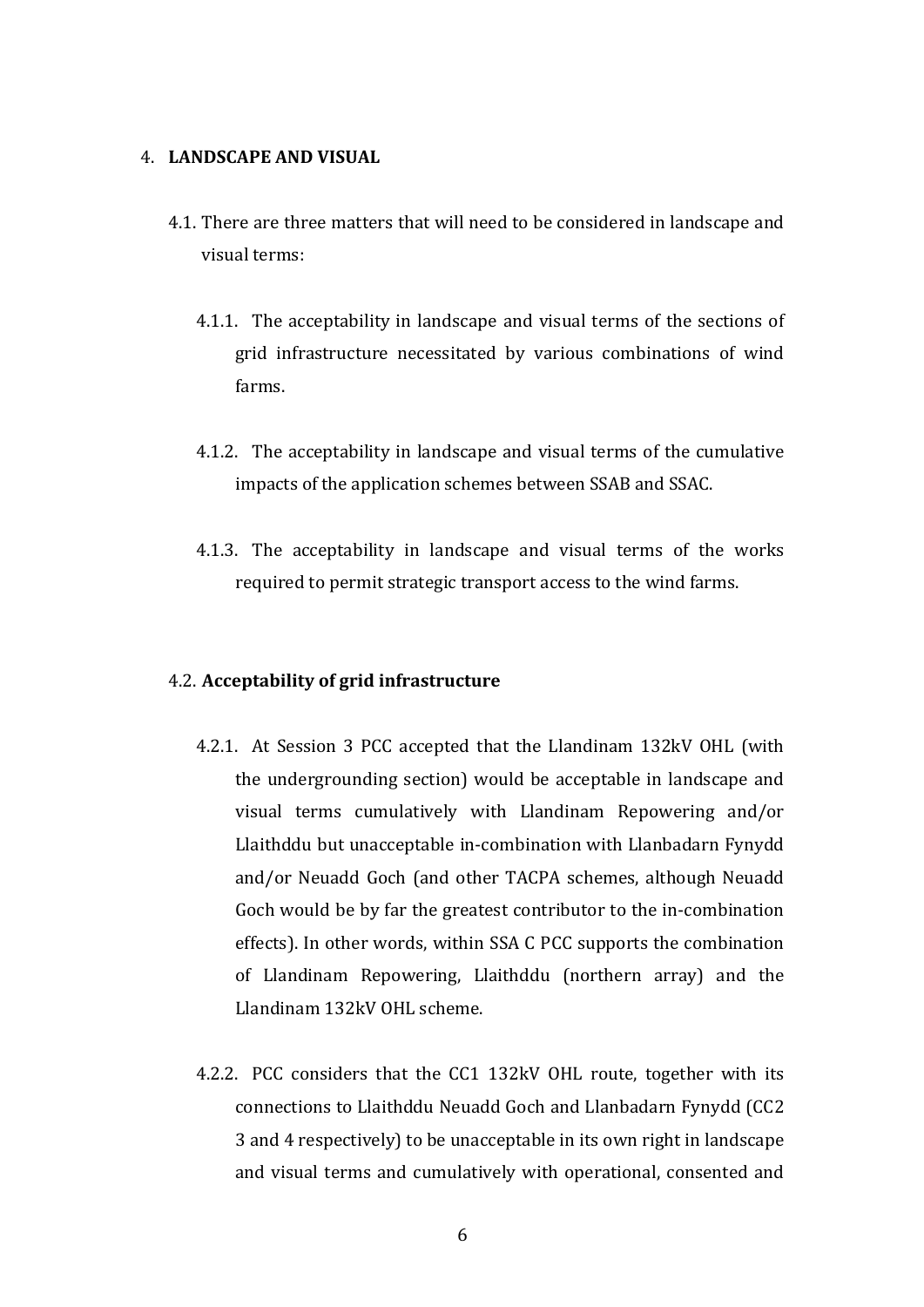## 4. LANDSCAPE AND VISUAL

4.1. There are three matters that will need to be considered in landscape and visual terms:

4.1.1. The acceptability in landscape and visual terms of the sections of grid infrastructure necessitated by various combinations of wind farms.

4.1.2. The acceptability in landscape and visual terms of the cumulative impacts of the application schemes between SSAB and SSAC.

4.1.3. The acceptability in landscape and visual terms of the works required to permit strategic transport access to the wind farms.

### 4.2. Acceptability of grid infrastructure

4.2.1. At Session 3 PCC accepted that the Llandinam 132kV OHL (with the undergrounding section) would be acceptable in landscape and visual terms cumulatively with Llandinam Repowering and/or Llaithddu but unacceptable in-combination with Llanbadarn Fynydd and/or Neuadd Goch (and other TACPA schemes, although Neuadd Goch would be by far the greatest contributor to the in-combination effects). In other words, within SSA C PCC supports the combination of Llandinam Repowering, Llaithddu (northern array) and the Llandinam 132kV OHL scheme.

4.2.2. PCC considers that the CC1 132kV OHL route, together with its connections to Llaithddu Neuadd Goch and Llanbadarn Fynydd (CC2 3 and 4 respectively) to be unacceptable in its own right in landscape and visual terms and cumulatively with operational, consented and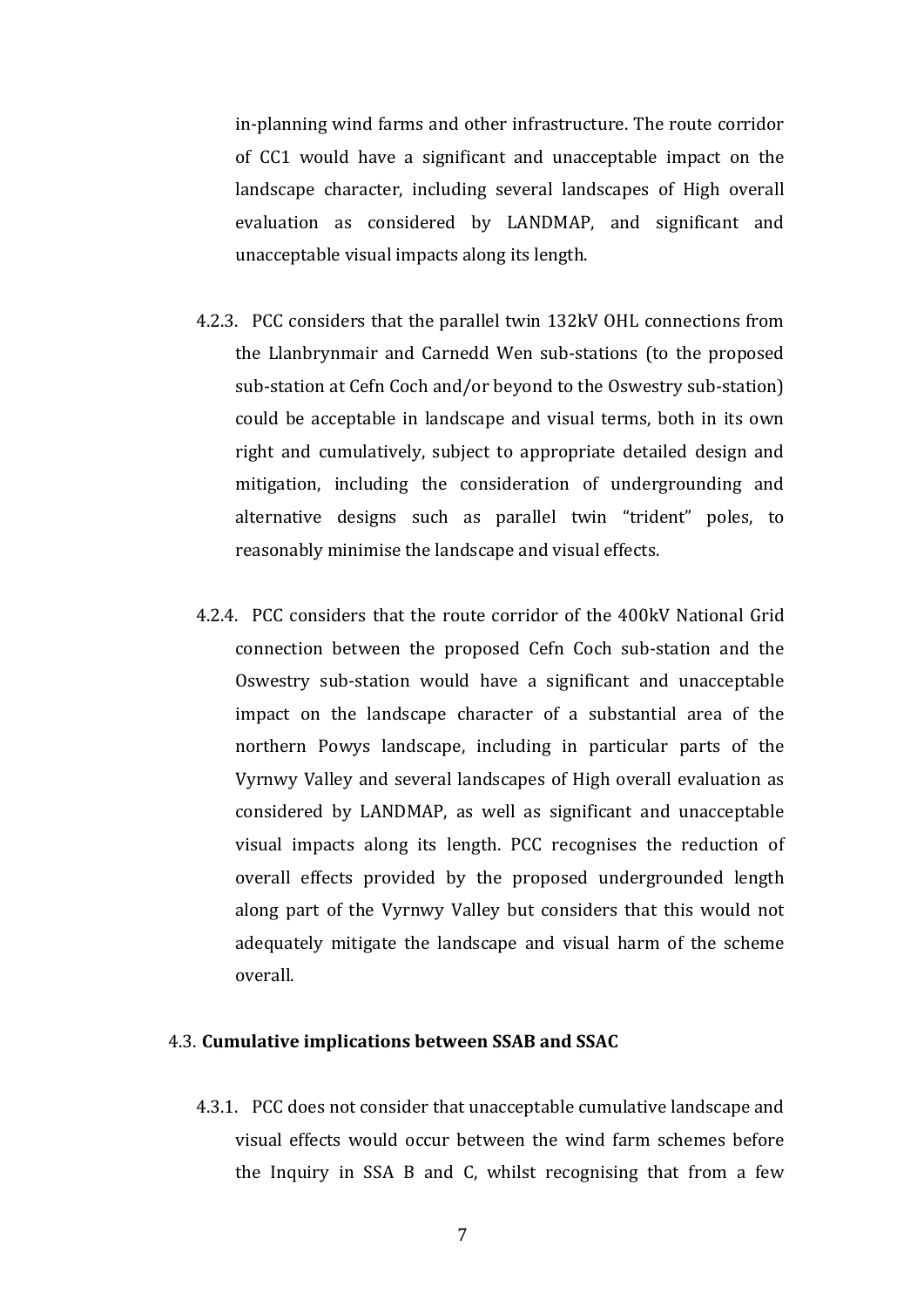in-planning wind farms and other infrastructure. The route corridor of CC1 would have a significant and unacceptable impact on the landscape character, including several landscapes of High overall evaluation as considered by LANDMAP, and significant and unacceptable visual impacts along its length.

4.2.3. PCC considers that the parallel twin 132kV OHL connections from the Llanbrynmair and Carnedd Wen sub-stations (to the proposed sub-station at Cefn Coch and/or beyond to the Oswestry sub-station) could be acceptable in landscape and visual terms, both in its own right and cumulatively, subject to appropriate detailed design and mitigation, including the consideration of undergrounding and alternative designs such as parallel twin "trident" poles, to reasonably minimise the landscape and visual effects.

4.2.4. PCC considers that the route corridor of the 400kV National Grid connection between the proposed Cefn Coch sub-station and the Oswestry sub-station would have a significant and unacceptable impact on the landscape character of a substantial area of the northern Powys landscape, including in particular parts of the Vyrnwy Valley and several landscapes of High overall evaluation as considered by LANDMAP, as well as significant and unacceptable visual impacts along its length. PCC recognises the reduction of overall effects provided by the proposed undergrounded length along part of the Vyrnwy Valley but considers that this would not adequately mitigate the landscape and visual harm of the scheme overall.

## 4.3. Cumulative implications between SSAB and SSAC

4.3.1. PCC does not consider that unacceptable cumulative landscape and visual effects would occur between the wind farm schemes before the Inquiry in SSA B and C, whilst recognising that from a few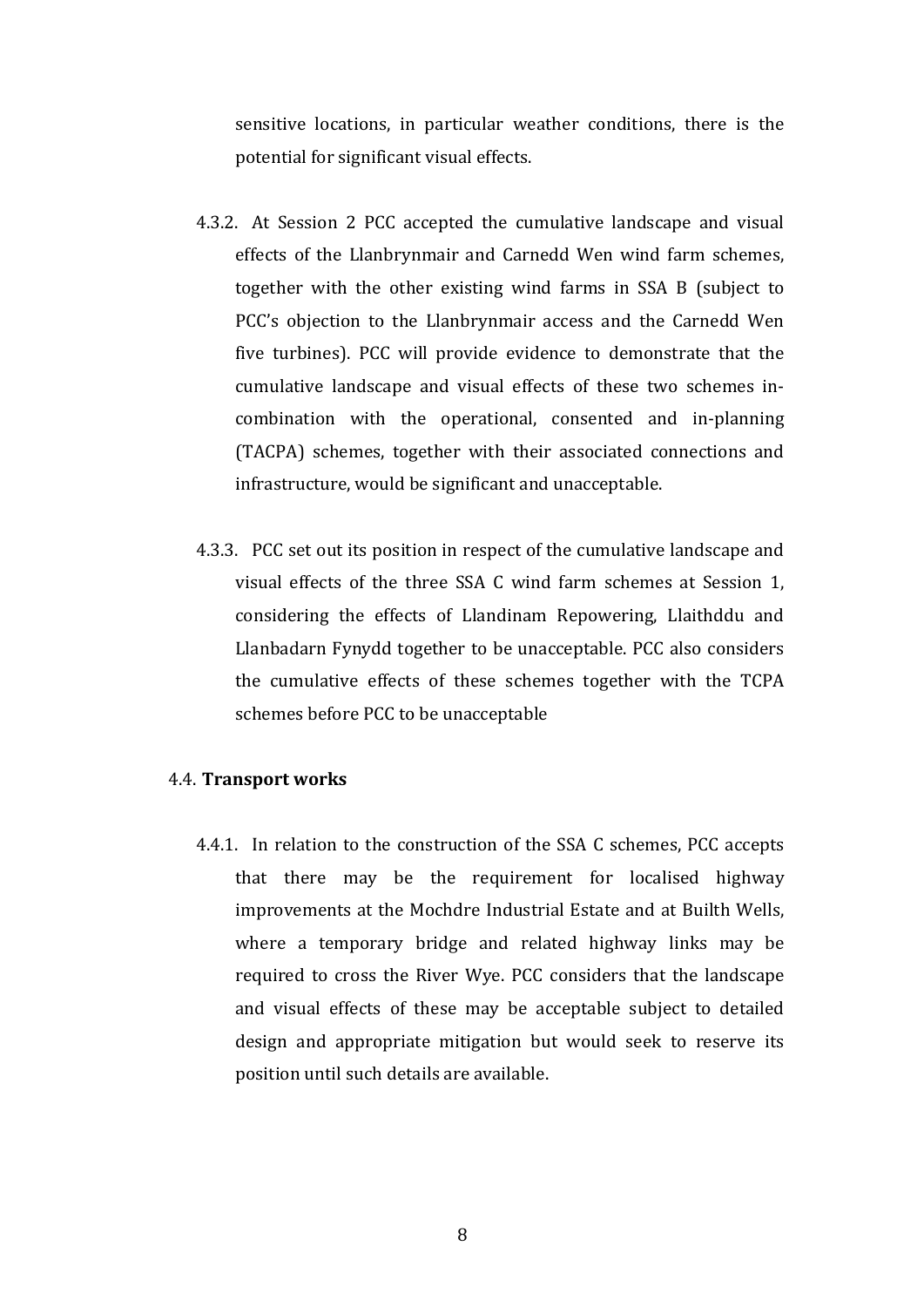sensitive locations, in particular weather conditions, there is the potential for significant visual effects.

4.3.2. At Session 2 PCC accepted the cumulative landscape and visual effects of the Llanbrynmair and Carnedd Wen wind farm schemes, together with the other existing wind farms in SSA B (subject to PCC's objection to the Llanbrynmair access and the Carnedd Wen five turbines). PCC will provide evidence to demonstrate that the cumulative landscape and visual effects of these two schemes in-combination with the operational, consented and in-planning (TACPA) schemes, together with their associated connections and infrastructure, would be significant and unacceptable.

4.3.3. PCC set out its position in respect of the cumulative landscape and visual effects of the three SSA C wind farm schemes at Session 1, considering the effects of Llandinam Repowering, Llaithddu and Llanbadarn Fynydd together to be unacceptable. PCC also considers the cumulative effects of these schemes together with the TCPA schemes before PCC to be unacceptable

### 4.4. **Transport works**

4.4.1. In relation to the construction of the SSA C schemes, PCC accepts that there may be the requirement for localised highway improvements at the Mochdre Industrial Estate and at Builth Wells, where a temporary bridge and related highway links may be required to cross the River Wye. PCC considers that the landscape and visual effects of these may be acceptable subject to detailed design and appropriate mitigation but would seek to reserve its position until such details are available.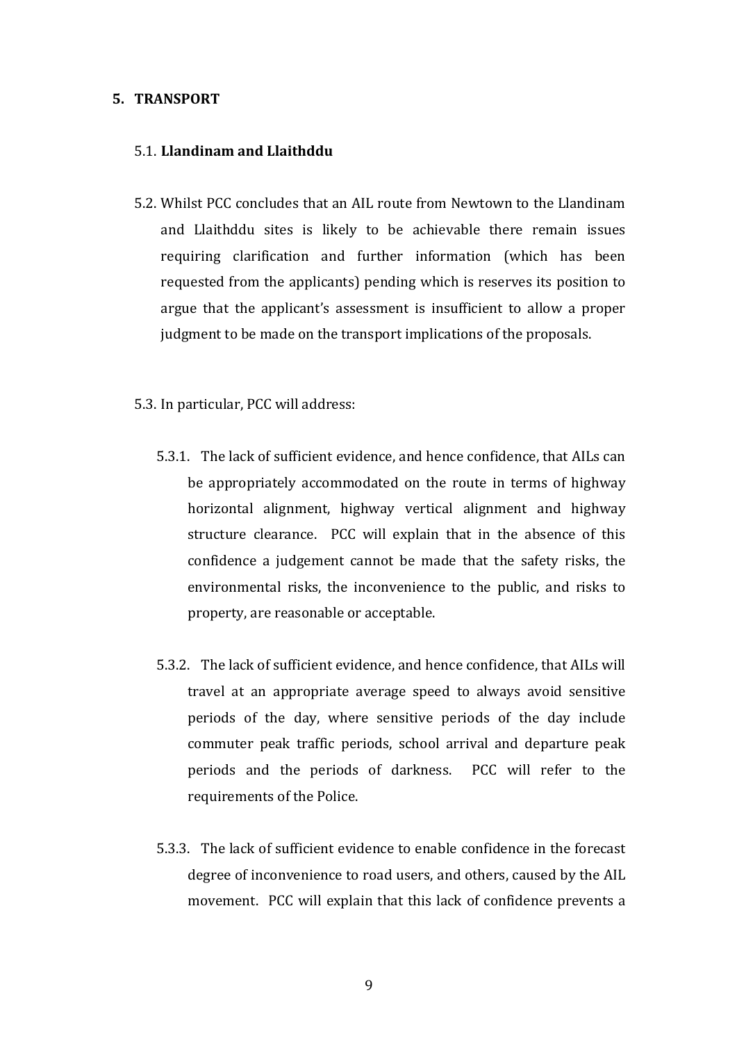## 5. TRANSPORT

### 5.1. Llandinam and Llaithddu

5.2. Whilst PCC concludes that an AIL route from Newtown to the Llandinam and Llaithddu sites is likely to be achievable there remain issues requiring clarification and further information (which has been requested from the applicants) pending which is reserves its position to argue that the applicant's assessment is insufficient to allow a proper judgment to be made on the transport implications of the proposals.

5.3. In particular, PCC will address:

5.3.1. The lack of sufficient evidence, and hence confidence, that AILs can be appropriately accommodated on the route in terms of highway horizontal alignment, highway vertical alignment and highway structure clearance. PCC will explain that in the absence of this confidence a judgement cannot be made that the safety risks, the environmental risks, the inconvenience to the public, and risks to property, are reasonable or acceptable.

5.3.2. The lack of sufficient evidence, and hence confidence, that AILs will travel at an appropriate average speed to always avoid sensitive periods of the day, where sensitive periods of the day include commuter peak traffic periods, school arrival and departure peak periods and the periods of darkness. PCC will refer to the requirements of the Police.

5.3.3. The lack of sufficient evidence to enable confidence in the forecast degree of inconvenience to road users, and others, caused by the AIL movement. PCC will explain that this lack of confidence prevents a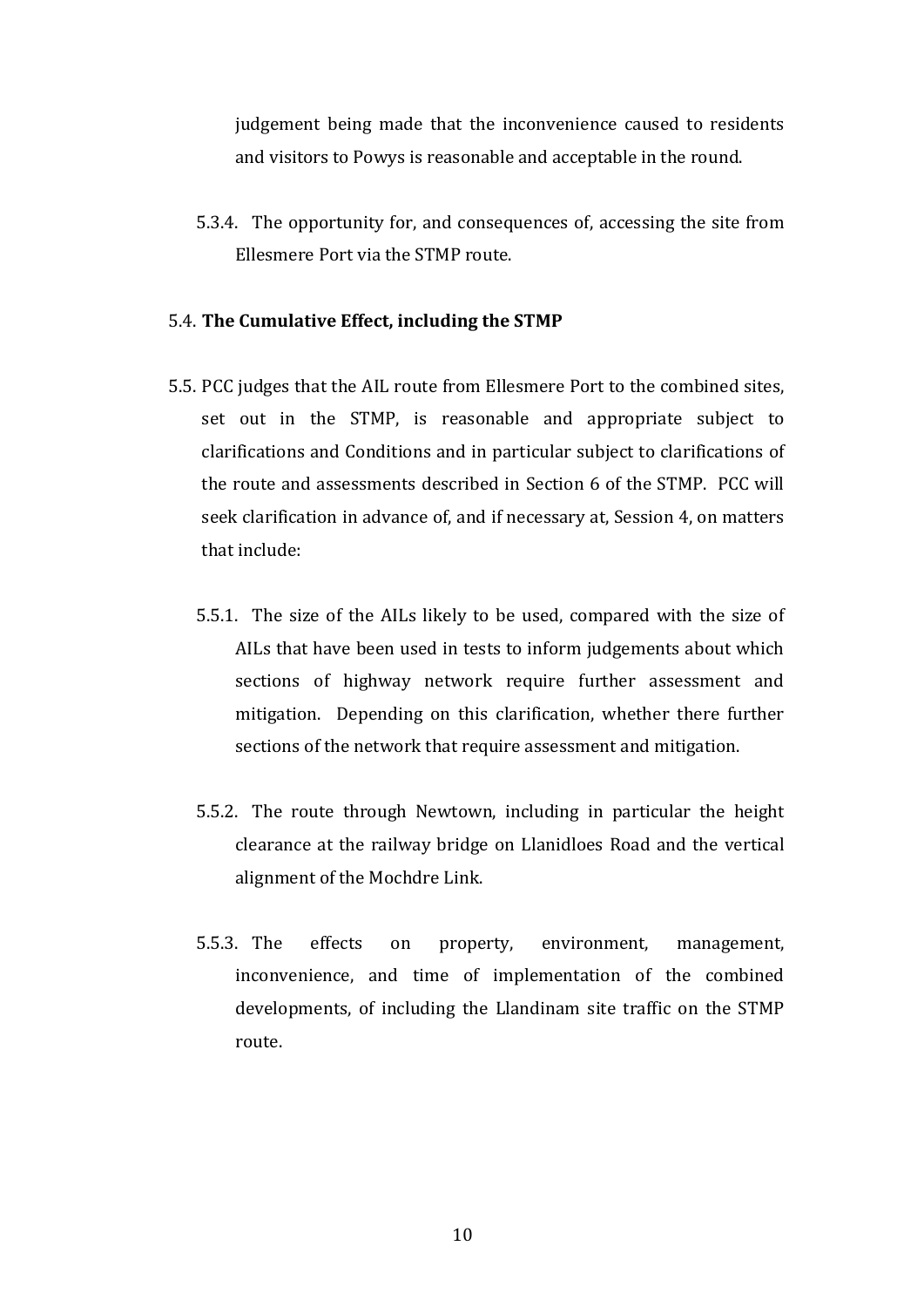judgement being made that the inconvenience caused to residents and visitors to Powys is reasonable and acceptable in the round.

5.3.4. The opportunity for, and consequences of, accessing the site from Ellesmere Port via the STMP route.

5.4. **The Cumulative Effect, including the STMP**

5.5. PCC judges that the AIL route from Ellesmere Port to the combined sites, set out in the STMP, is reasonable and appropriate subject to clarifications and Conditions and in particular subject to clarifications of the route and assessments described in Section 6 of the STMP. PCC will seek clarification in advance of, and if necessary at, Session 4, on matters that include:

5.5.1. The size of the AILs likely to be used, compared with the size of AILs that have been used in tests to inform judgements about which sections of highway network require further assessment and mitigation. Depending on this clarification, whether there further sections of the network that require assessment and mitigation.

5.5.2. The route through Newtown, including in particular the height clearance at the railway bridge on Llanidloes Road and the vertical alignment of the Mochdre Link.

5.5.3. The effects on property, environment, management, inconvenience, and time of implementation of the combined developments, of including the Llandinam site traffic on the STMP route.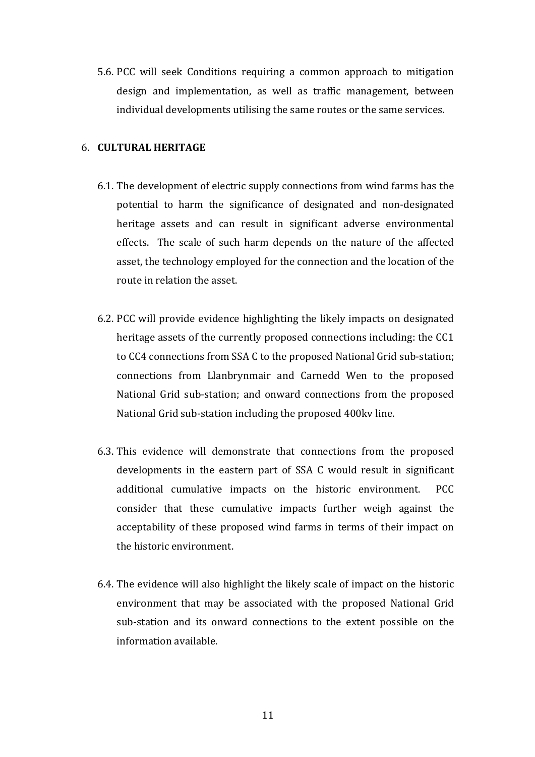5.6. PCC will seek Conditions requiring a common approach to mitigation design and implementation, as well as traffic management, between individual developments utilising the same routes or the same services.

## 6. CULTURAL HERITAGE

6.1. The development of electric supply connections from wind farms has the potential to harm the significance of designated and non-designated heritage assets and can result in significant adverse environmental effects. The scale of such harm depends on the nature of the affected asset, the technology employed for the connection and the location of the route in relation the asset.

6.2. PCC will provide evidence highlighting the likely impacts on designated heritage assets of the currently proposed connections including: the CC1 to CC4 connections from SSA C to the proposed National Grid sub-station; connections from Llanbrynmair and Carnedd Wen to the proposed National Grid sub-station; and onward connections from the proposed National Grid sub-station including the proposed 400kv line.

6.3. This evidence will demonstrate that connections from the proposed developments in the eastern part of SSA C would result in significant additional cumulative impacts on the historic environment. PCC consider that these cumulative impacts further weigh against the acceptability of these proposed wind farms in terms of their impact on the historic environment.

6.4. The evidence will also highlight the likely scale of impact on the historic environment that may be associated with the proposed National Grid sub-station and its onward connections to the extent possible on the information available.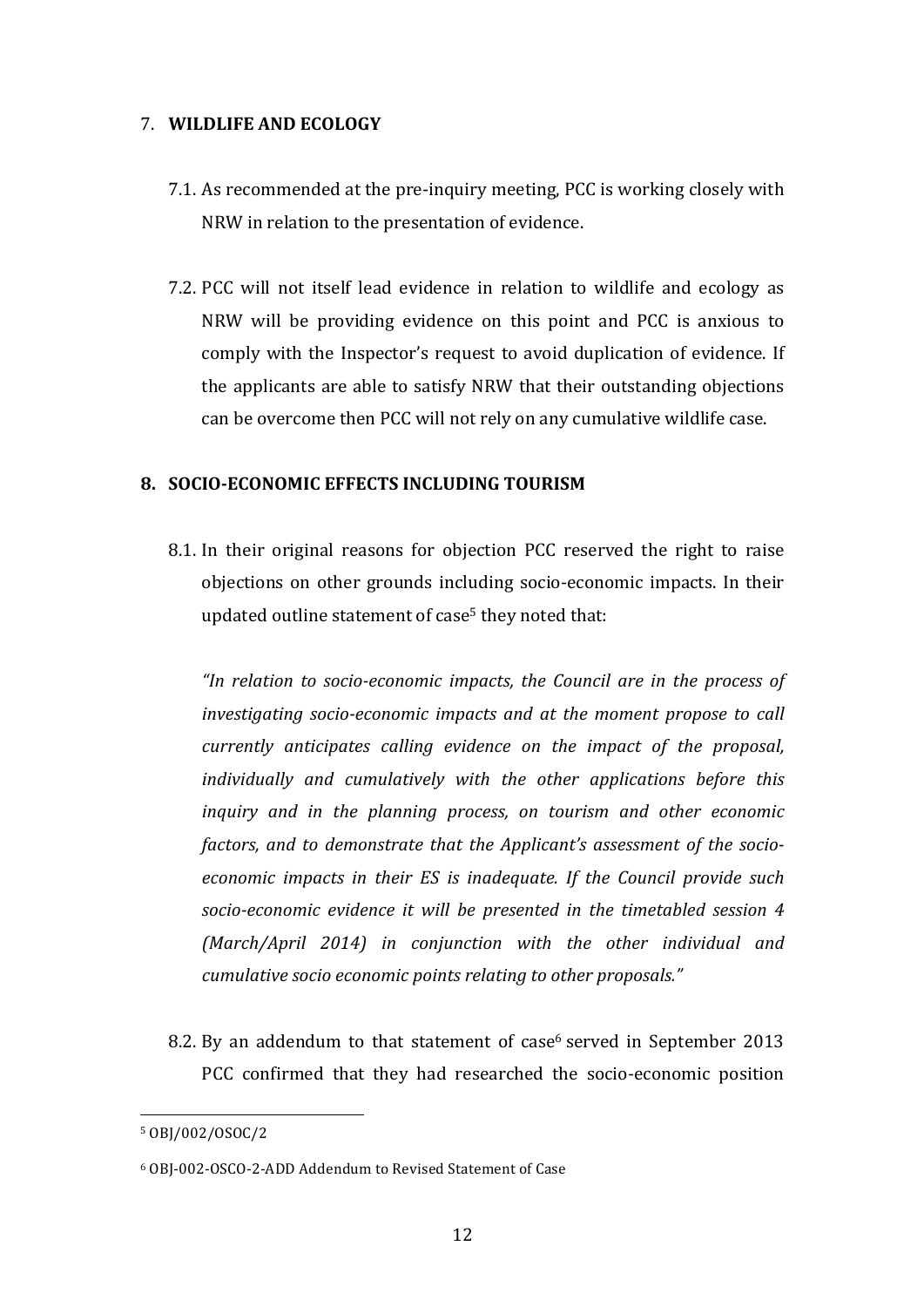7. **WILDLIFE AND ECOLOGY**

7.1. As recommended at the pre-inquiry meeting, PCC is working closely with NRW in relation to the presentation of evidence.

7.2. PCC will not itself lead evidence in relation to wildlife and ecology as NRW will be providing evidence on this point and PCC is anxious to comply with the Inspector's request to avoid duplication of evidence. If the applicants are able to satisfy NRW that their outstanding objections can be overcome then PCC will not rely on any cumulative wildlife case.

**8. SOCIO-ECONOMIC EFFECTS INCLUDING TOURISM**

8.1. In their original reasons for objection PCC reserved the right to raise objections on other grounds including socio-economic impacts. In their updated outline statement of case[5] they noted that:

*"In relation to socio-economic impacts, the Council are in the process of investigating socio-economic impacts and at the moment propose to call currently anticipates calling evidence on the impact of the proposal, individually and cumulatively with the other applications before this inquiry and in the planning process, on tourism and other economic factors, and to demonstrate that the Applicant's assessment of the socio-economic impacts in their ES is inadequate. If the Council provide such socio-economic evidence it will be presented in the timetabled session 4 (March/April 2014) in conjunction with the other individual and cumulative socio economic points relating to other proposals."*

8.2. By an addendum to that statement of case[6] served in September 2013 PCC confirmed that they had researched the socio-economic position

---

[5] OBJ/002/OSOC/2

[6] OBJ-002-OSCO-2-ADD Addendum to Revised Statement of Case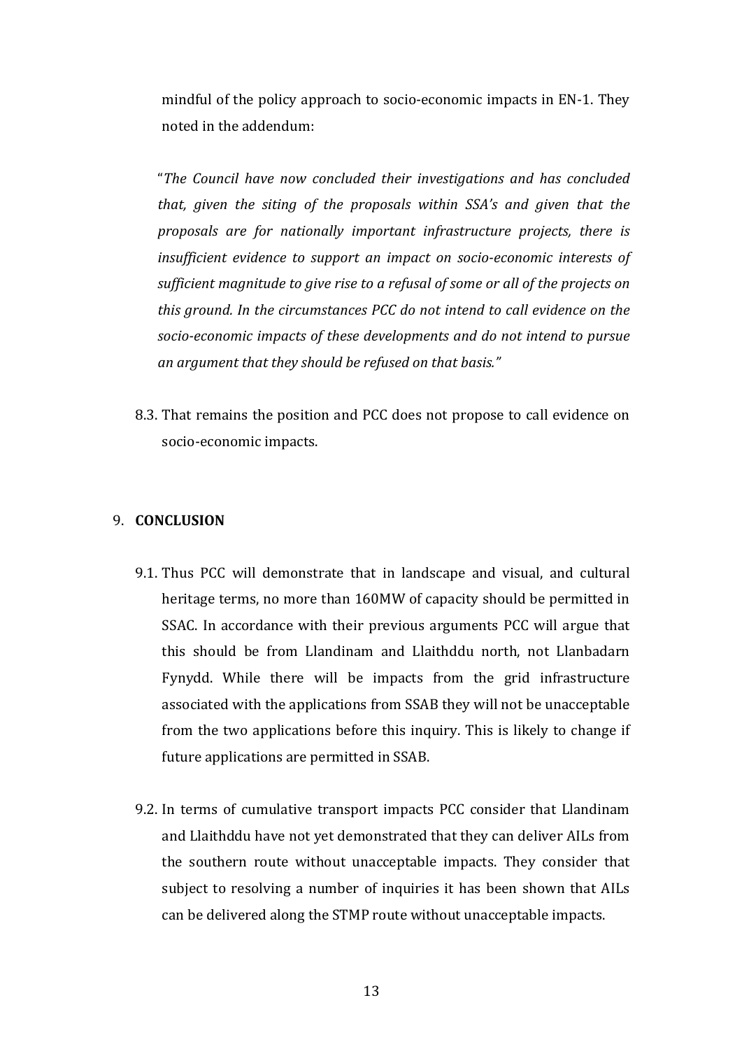mindful of the policy approach to socio-economic impacts in EN-1. They noted in the addendum:

> "*The Council have now concluded their investigations and has concluded that, given the siting of the proposals within SSA's and given that the proposals are for nationally important infrastructure projects, there is insufficient evidence to support an impact on socio-economic interests of sufficient magnitude to give rise to a refusal of some or all of the projects on this ground. In the circumstances PCC do not intend to call evidence on the socio-economic impacts of these developments and do not intend to pursue an argument that they should be refused on that basis.*"

8.3. That remains the position and PCC does not propose to call evidence on socio-economic impacts.

## 9. CONCLUSION

9.1. Thus PCC will demonstrate that in landscape and visual, and cultural heritage terms, no more than 160MW of capacity should be permitted in SSAC. In accordance with their previous arguments PCC will argue that this should be from Llandinam and Llaithddu north, not Llanbadarn Fynydd. While there will be impacts from the grid infrastructure associated with the applications from SSAB they will not be unacceptable from the two applications before this inquiry. This is likely to change if future applications are permitted in SSAB.

9.2. In terms of cumulative transport impacts PCC consider that Llandinam and Llaithddu have not yet demonstrated that they can deliver AILs from the southern route without unacceptable impacts. They consider that subject to resolving a number of inquiries it has been shown that AILs can be delivered along the STMP route without unacceptable impacts.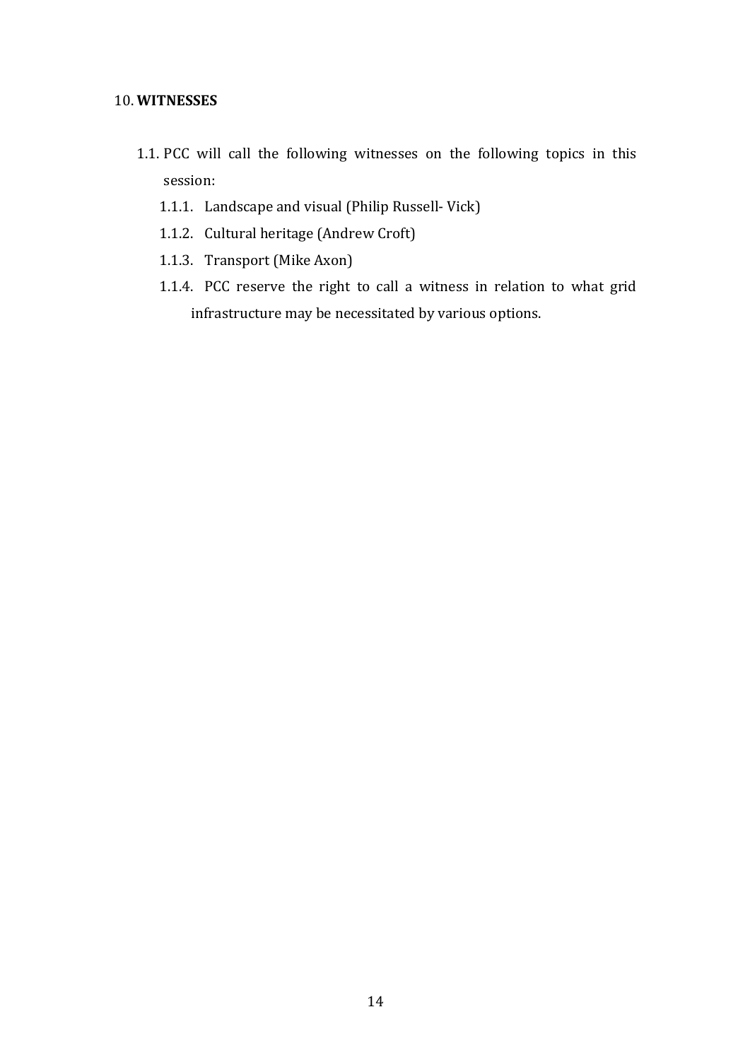## 10. **WITNESSES**

1.1. PCC will call the following witnesses on the following topics in this session:

   1.1.1. Landscape and visual (Philip Russell- Vick)

   1.1.2. Cultural heritage (Andrew Croft)

   1.1.3. Transport (Mike Axon)

   1.1.4. PCC reserve the right to call a witness in relation to what grid infrastructure may be necessitated by various options.